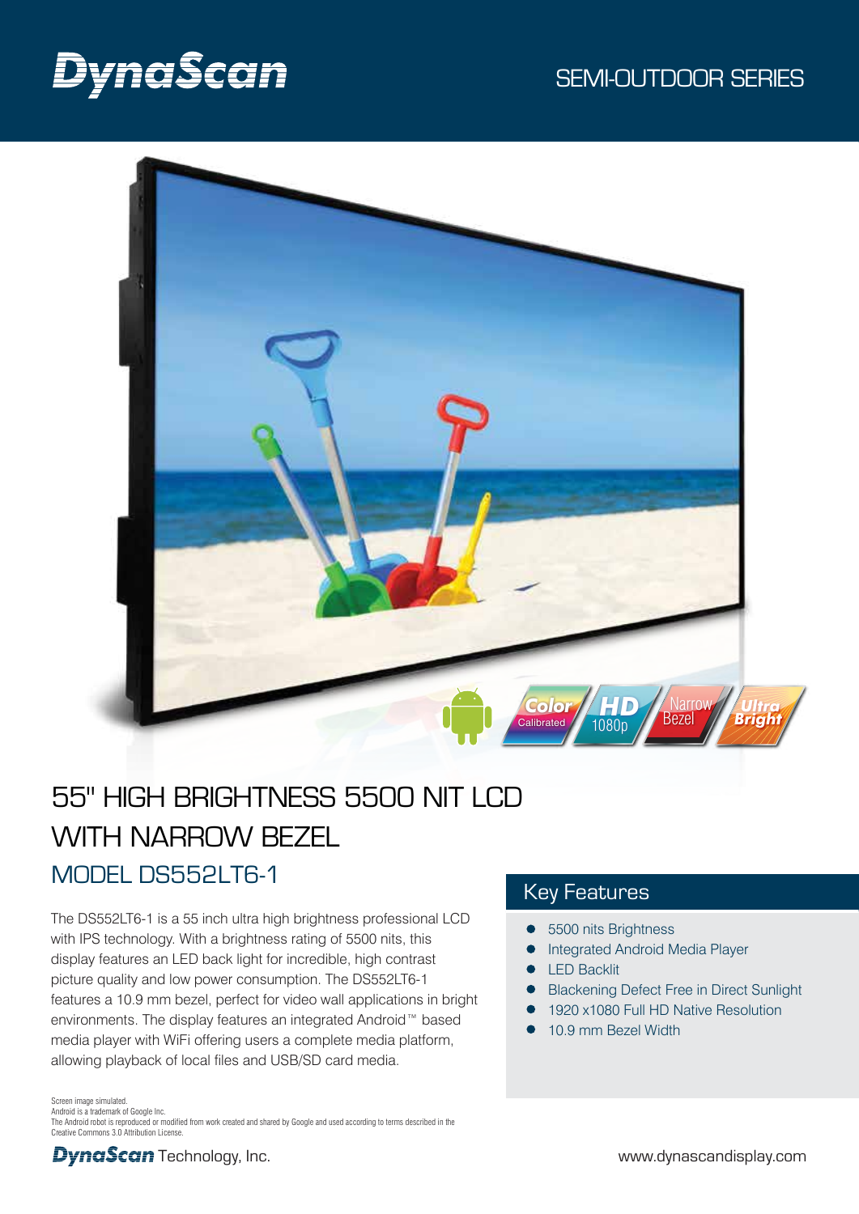DynaScan

SEMI-OUTDOOR SERIES

# 55" HIGH BRIGHTNESS 5500 NIT LCD WITH NARROW BEZEL

## MODEL DS552LT6-1

The DS552LT6-1 is a 55 inch ultra high brightness professional LCD with IPS technology. With a brightness rating of 5500 nits, this display features an LED back light for incredible, high contrast picture quality and low power consumption. The DS552LT6-1 features a 10.9 mm bezel, perfect for video wall applications in bright environments. The display features an integrated Android™ based media player with WiFi offering users a complete media platform, allowing playback of local files and USB/SD card media.

## Key Features

- 5500 nits Brightness
- Integrated Android Media Player
- LED Backlit
- Blackening Defect Free in Direct Sunlight
- 1920 x1080 Full HD Native Resolution
- 10.9 mm Bezel Width

Screen image simulated.
Android is a trademark of Google Inc.
The Android robot is reproduced or modified from work created and shared by Google and used according to terms described in the Creative Commons 3.0 Attribution License.

DynaScan Technology, Inc.

www.dynascandisplay.com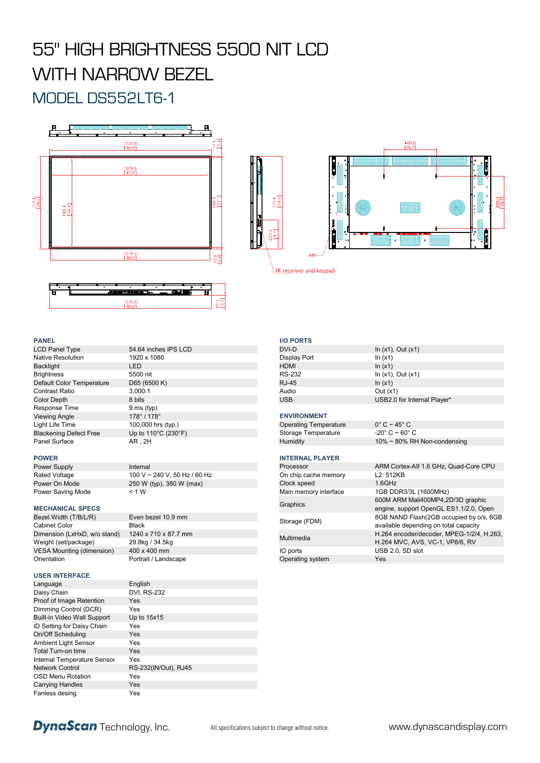# 55" HIGH BRIGHTNESS 5500 NIT LCD WITH NARROW BEZEL

## MODEL DS552LT6-1

1239.8
[48.8]
10.9
[0.4]
1209.6
[47.6]
710.4
[28.0]
680.4
[26.8]
688.6
[27.1]
1218.0
[48.0]
10.9
[0.4]
710.4
[28.0]
220.3
[8.7]
400.0
[15.7]
400.0
[15.7]
WIFI
IR receiver and keypad
1239.8
[48.8]
87.7
[3.5]

### PANEL

| | |
|---|---|
| LCD Panel Type | 54.64 inches IPS LCD |
| Native Resolution | 1920 x 1080 |
| Backlight | LED |
| Brightness | 5500 nit |
| Default Color Temperature | D65 (6500 K) |
| Contrast Ratio | 3,000:1 |
| Color Depth | 8 bits |
| Response Time | 9 ms (typ) |
| Viewing Angle | 178° / 178° |
| Light Life Time | 100,000 hrs (typ.) |
| Blackening Defect Free | Up to 110°C (230°F) |
| Panel Surface | AR , 2H |

### POWER

| | |
|---|---|
| Power Supply | Internal |
| Rated Voltage | 100 V ~ 240 V, 50 Hz / 60 Hz |
| Power On Mode | 250 W (typ), 380 W (max) |
| Power Saving Mode | < 1 W |

### MECHANICAL SPECS

| | |
|---|---|
| Bezel Width (T/B/L/R) | Even bezel 10.9 mm |
| Cabinet Color | Black |
| Dimension (LxHxD, w/o stand) | 1240 x 710 x 87.7 mm |
| Weight (set/package) | 29.8kg / 34.5kg |
| VESA Mounting (dimension) | 400 x 400 mm |
| Orientation | Portrait / Landscape |

### USER INTERFACE

| | |
|---|---|
| Language | English |
| Daisy Chain | DVI, RS-232 |
| Proof of Image Retention | Yes |
| Dimming Control (DCR) | Yes |
| Built-in Video Wall Support | Up to 15x15 |
| ID Setting for Daisy Chain | Yes |
| On/Off Scheduling | Yes |
| Ambient Light Sensor | Yes |
| Total Turn-on time | Yes |
| Internal Temperature Sensor | Yes |
| Network Control | RS-232(IN/Out), RJ45 |
| OSD Menu Rotation | Yes |
| Carrying Handles | Yes |
| Fanless desing | Yes |

### I/O PORTS

| | |
|---|---|
| DVI-D | In (x1), Out (x1) |
| Display Port | In (x1) |
| HDMI | In (x1) |
| RS-232 | In (x1), Out (x1) |
| RJ-45 | In (x1) |
| Audio | Out (x1) |
| USB | USB2.0 for Internal Player* |

### ENVIRONMENT

| | |
|---|---|
| Operating Temperature | 0° C ~ 45° C |
| Storage Temperature | -20° C ~ 60° C |
| Humidity | 10% ~ 80% RH Non-condensing |

### INTERNAL PLAYER

| | |
|---|---|
| Processor | ARM Cortex-A9 1.6 GHz, Quad-Core CPU |
| On chip cache memory | L2: 512KB |
| Clock speed | 1.6GHz |
| Main memory interface | 1GB DDR3/3L (1600MHz) |
| Graphics | 600M ARM Mali400MP4,2D/3D graphic engine, support OpenGL ES1.1/2.0, Open |
| Storage (FDM) | 8GB NAND Flash(2GB occupied by o/s, 6GB available depending on total capacity |
| Multimedia | H.264 encoder/decoder, MPEG-1/2/4, H.263, H.264 MVC, AVS, VC-1, VP8/6, RV |
| IO ports | USB 2.0, SD slot |
| Operating system | Yes |

**DynaScan** Technology, Inc. All specifications subject to change without notice. www.dynascandisplay.com